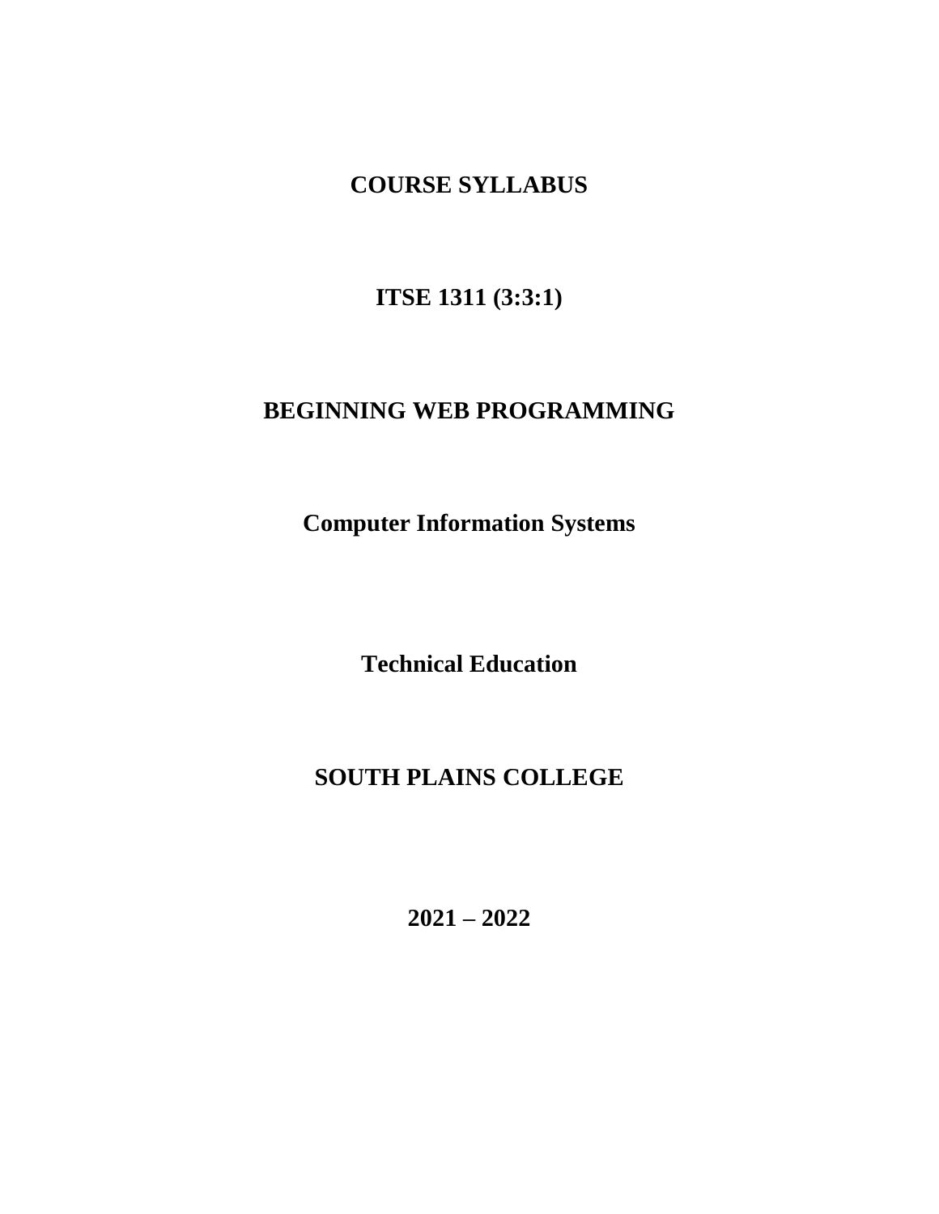# COURSE SYLLABUS

## ITSE 1311 (3:3:1)

## BEGINNING WEB PROGRAMMING

**Computer Information Systems**

**Technical Education**

**SOUTH PLAINS COLLEGE**

**2021 – 2022**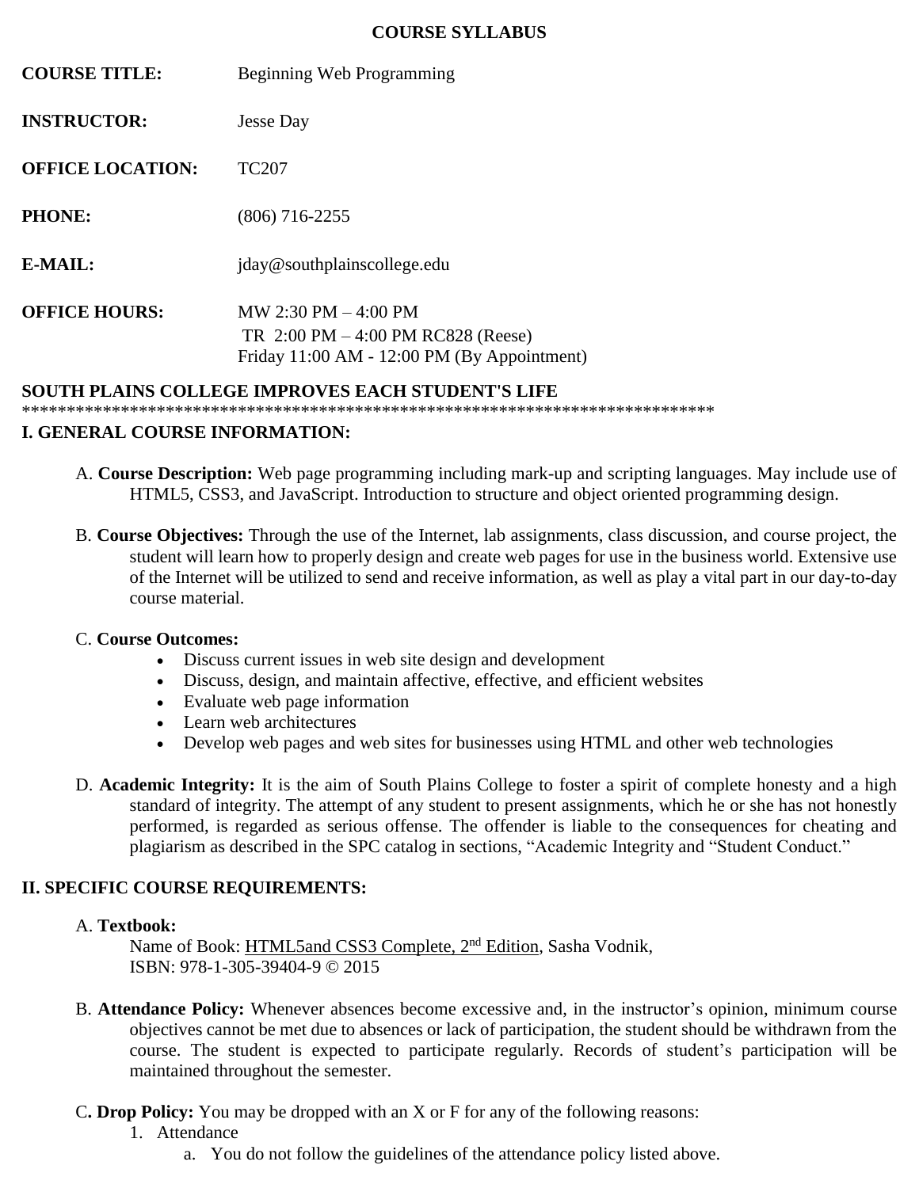# COURSE SYLLABUS

**COURSE TITLE:** Beginning Web Programming

**INSTRUCTOR:** Jesse Day

**OFFICE LOCATION:** TC207

**PHONE:** (806) 716-2255

**E-MAIL:** jday@southplainscollege.edu

**OFFICE HOURS:** MW 2:30 PM – 4:00 PM
TR 2:00 PM – 4:00 PM RC828 (Reese)
Friday 11:00 AM - 12:00 PM (By Appointment)

**SOUTH PLAINS COLLEGE IMPROVES EACH STUDENT'S LIFE**

*******************************************************************************

## I. GENERAL COURSE INFORMATION:

A. **Course Description:** Web page programming including mark-up and scripting languages. May include use of HTML5, CSS3, and JavaScript. Introduction to structure and object oriented programming design.

B. **Course Objectives:** Through the use of the Internet, lab assignments, class discussion, and course project, the student will learn how to properly design and create web pages for use in the business world. Extensive use of the Internet will be utilized to send and receive information, as well as play a vital part in our day-to-day course material.

C. **Course Outcomes:**

- Discuss current issues in web site design and development
- Discuss, design, and maintain affective, effective, and efficient websites
- Evaluate web page information
- Learn web architectures
- Develop web pages and web sites for businesses using HTML and other web technologies

D. **Academic Integrity:** It is the aim of South Plains College to foster a spirit of complete honesty and a high standard of integrity. The attempt of any student to present assignments, which he or she has not honestly performed, is regarded as serious offense. The offender is liable to the consequences for cheating and plagiarism as described in the SPC catalog in sections, "Academic Integrity and "Student Conduct."

## II. SPECIFIC COURSE REQUIREMENTS:

A. **Textbook:**
Name of Book: HTML5and CSS3 Complete, 2nd Edition, Sasha Vodnik,
ISBN: 978-1-305-39404-9 © 2015

B. **Attendance Policy:** Whenever absences become excessive and, in the instructor's opinion, minimum course objectives cannot be met due to absences or lack of participation, the student should be withdrawn from the course. The student is expected to participate regularly. Records of student's participation will be maintained throughout the semester.

C. **Drop Policy:** You may be dropped with an X or F for any of the following reasons:

1. Attendance
   a. You do not follow the guidelines of the attendance policy listed above.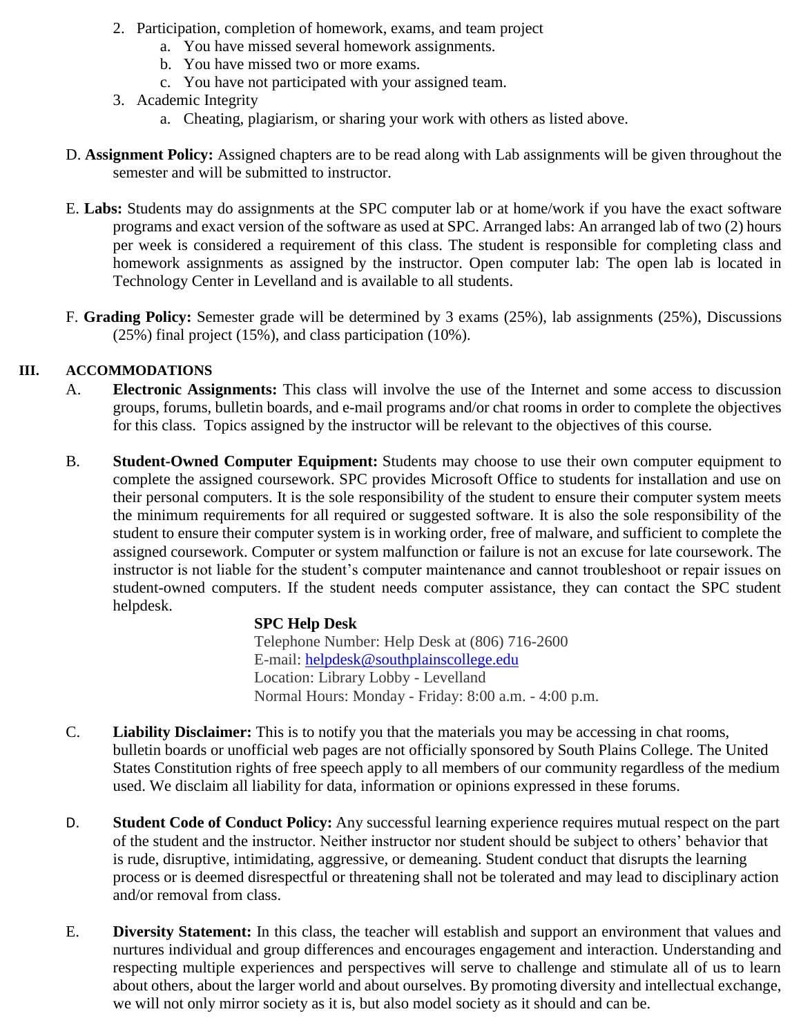2. Participation, completion of homework, exams, and team project
    a. You have missed several homework assignments.
    b. You have missed two or more exams.
    c. You have not participated with your assigned team.
3. Academic Integrity
    a. Cheating, plagiarism, or sharing your work with others as listed above.

D. **Assignment Policy:** Assigned chapters are to be read along with Lab assignments will be given throughout the semester and will be submitted to instructor.

E. **Labs:** Students may do assignments at the SPC computer lab or at home/work if you have the exact software programs and exact version of the software as used at SPC. Arranged labs: An arranged lab of two (2) hours per week is considered a requirement of this class. The student is responsible for completing class and homework assignments as assigned by the instructor. Open computer lab: The open lab is located in Technology Center in Levelland and is available to all students.

F. **Grading Policy:** Semester grade will be determined by 3 exams (25%), lab assignments (25%), Discussions (25%) final project (15%), and class participation (10%).

## III. ACCOMMODATIONS

A. **Electronic Assignments:** This class will involve the use of the Internet and some access to discussion groups, forums, bulletin boards, and e-mail programs and/or chat rooms in order to complete the objectives for this class. Topics assigned by the instructor will be relevant to the objectives of this course.

B. **Student-Owned Computer Equipment:** Students may choose to use their own computer equipment to complete the assigned coursework. SPC provides Microsoft Office to students for installation and use on their personal computers. It is the sole responsibility of the student to ensure their computer system meets the minimum requirements for all required or suggested software. It is also the sole responsibility of the student to ensure their computer system is in working order, free of malware, and sufficient to complete the assigned coursework. Computer or system malfunction or failure is not an excuse for late coursework. The instructor is not liable for the student's computer maintenance and cannot troubleshoot or repair issues on student-owned computers. If the student needs computer assistance, they can contact the SPC student helpdesk.

**SPC Help Desk**
Telephone Number: Help Desk at (806) 716-2600
E-mail: helpdesk@southplainscollege.edu
Location: Library Lobby - Levelland
Normal Hours: Monday - Friday: 8:00 a.m. - 4:00 p.m.

C. **Liability Disclaimer:** This is to notify you that the materials you may be accessing in chat rooms, bulletin boards or unofficial web pages are not officially sponsored by South Plains College. The United States Constitution rights of free speech apply to all members of our community regardless of the medium used. We disclaim all liability for data, information or opinions expressed in these forums.

D. **Student Code of Conduct Policy:** Any successful learning experience requires mutual respect on the part of the student and the instructor. Neither instructor nor student should be subject to others' behavior that is rude, disruptive, intimidating, aggressive, or demeaning. Student conduct that disrupts the learning process or is deemed disrespectful or threatening shall not be tolerated and may lead to disciplinary action and/or removal from class.

E. **Diversity Statement:** In this class, the teacher will establish and support an environment that values and nurtures individual and group differences and encourages engagement and interaction. Understanding and respecting multiple experiences and perspectives will serve to challenge and stimulate all of us to learn about others, about the larger world and about ourselves. By promoting diversity and intellectual exchange, we will not only mirror society as it is, but also model society as it should and can be.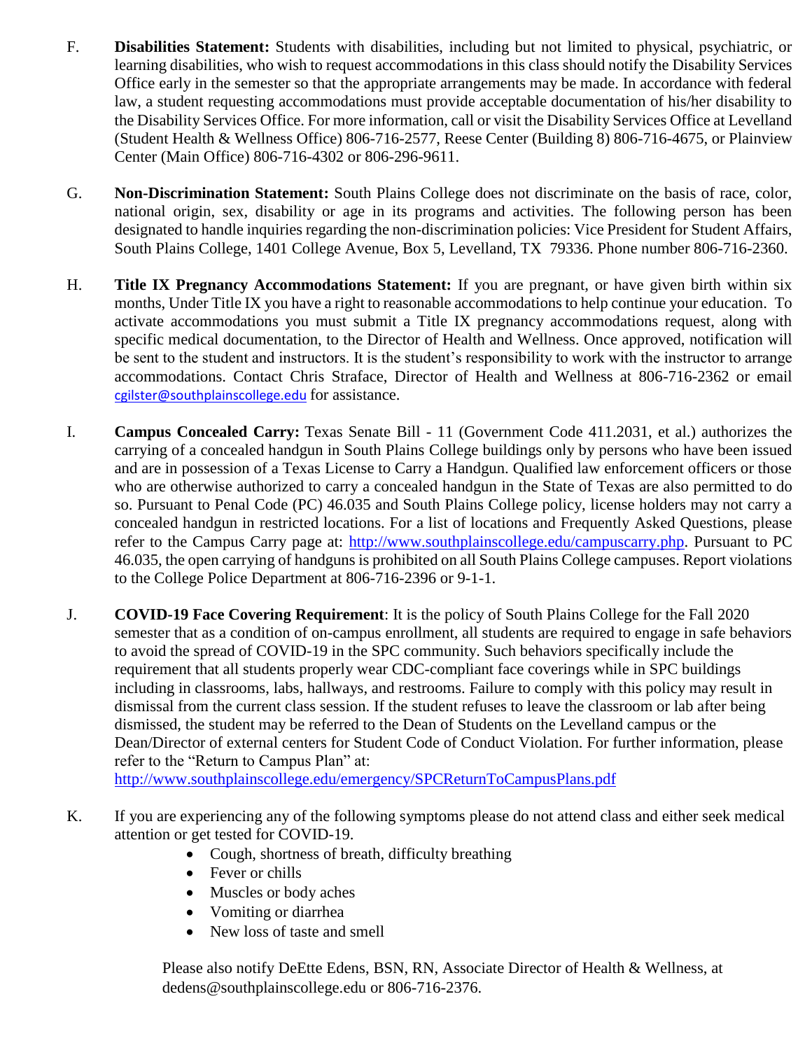F. **Disabilities Statement:** Students with disabilities, including but not limited to physical, psychiatric, or learning disabilities, who wish to request accommodations in this class should notify the Disability Services Office early in the semester so that the appropriate arrangements may be made. In accordance with federal law, a student requesting accommodations must provide acceptable documentation of his/her disability to the Disability Services Office. For more information, call or visit the Disability Services Office at Levelland (Student Health & Wellness Office) 806-716-2577, Reese Center (Building 8) 806-716-4675, or Plainview Center (Main Office) 806-716-4302 or 806-296-9611.

G. **Non-Discrimination Statement:** South Plains College does not discriminate on the basis of race, color, national origin, sex, disability or age in its programs and activities. The following person has been designated to handle inquiries regarding the non-discrimination policies: Vice President for Student Affairs, South Plains College, 1401 College Avenue, Box 5, Levelland, TX 79336. Phone number 806-716-2360.

H. **Title IX Pregnancy Accommodations Statement:** If you are pregnant, or have given birth within six months, Under Title IX you have a right to reasonable accommodations to help continue your education. To activate accommodations you must submit a Title IX pregnancy accommodations request, along with specific medical documentation, to the Director of Health and Wellness. Once approved, notification will be sent to the student and instructors. It is the student's responsibility to work with the instructor to arrange accommodations. Contact Chris Straface, Director of Health and Wellness at 806-716-2362 or email cgilster@southplainscollege.edu for assistance.

I. **Campus Concealed Carry:** Texas Senate Bill - 11 (Government Code 411.2031, et al.) authorizes the carrying of a concealed handgun in South Plains College buildings only by persons who have been issued and are in possession of a Texas License to Carry a Handgun. Qualified law enforcement officers or those who are otherwise authorized to carry a concealed handgun in the State of Texas are also permitted to do so. Pursuant to Penal Code (PC) 46.035 and South Plains College policy, license holders may not carry a concealed handgun in restricted locations. For a list of locations and Frequently Asked Questions, please refer to the Campus Carry page at: http://www.southplainscollege.edu/campuscarry.php. Pursuant to PC 46.035, the open carrying of handguns is prohibited on all South Plains College campuses. Report violations to the College Police Department at 806-716-2396 or 9-1-1.

J. **COVID-19 Face Covering Requirement**: It is the policy of South Plains College for the Fall 2020 semester that as a condition of on-campus enrollment, all students are required to engage in safe behaviors to avoid the spread of COVID-19 in the SPC community. Such behaviors specifically include the requirement that all students properly wear CDC-compliant face coverings while in SPC buildings including in classrooms, labs, hallways, and restrooms. Failure to comply with this policy may result in dismissal from the current class session. If the student refuses to leave the classroom or lab after being dismissed, the student may be referred to the Dean of Students on the Levelland campus or the Dean/Director of external centers for Student Code of Conduct Violation. For further information, please refer to the "Return to Campus Plan" at: http://www.southplainscollege.edu/emergency/SPCReturnToCampusPlans.pdf

K. If you are experiencing any of the following symptoms please do not attend class and either seek medical attention or get tested for COVID-19.

- Cough, shortness of breath, difficulty breathing
- Fever or chills
- Muscles or body aches
- Vomiting or diarrhea
- New loss of taste and smell

Please also notify DeEtte Edens, BSN, RN, Associate Director of Health & Wellness, at dedens@southplainscollege.edu or 806-716-2376.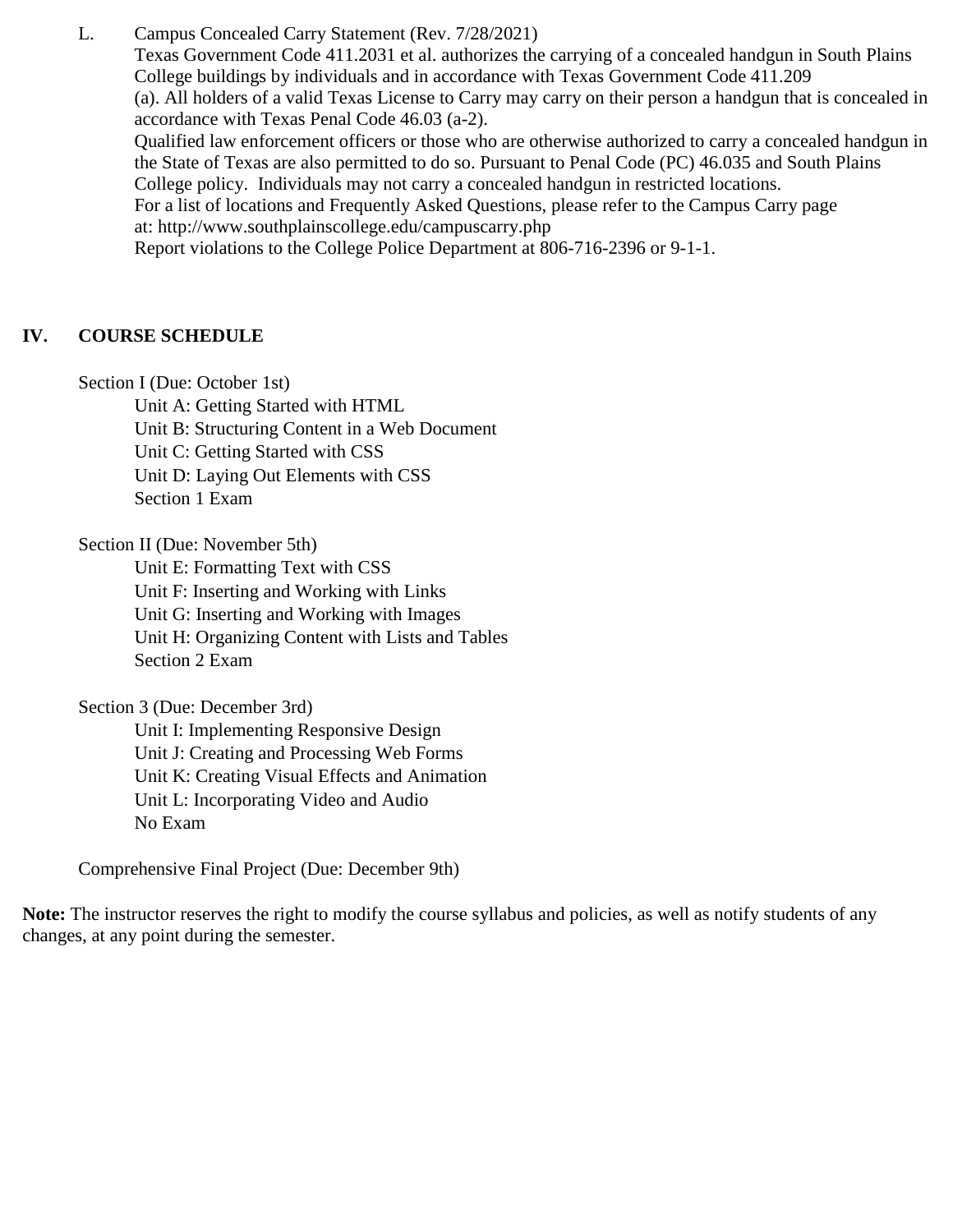L. Campus Concealed Carry Statement (Rev. 7/28/2021)
Texas Government Code 411.2031 et al. authorizes the carrying of a concealed handgun in South Plains College buildings by individuals and in accordance with Texas Government Code 411.209 (a). All holders of a valid Texas License to Carry may carry on their person a handgun that is concealed in accordance with Texas Penal Code 46.03 (a-2).
Qualified law enforcement officers or those who are otherwise authorized to carry a concealed handgun in the State of Texas are also permitted to do so. Pursuant to Penal Code (PC) 46.035 and South Plains College policy. Individuals may not carry a concealed handgun in restricted locations.
For a list of locations and Frequently Asked Questions, please refer to the Campus Carry page at: http://www.southplainscollege.edu/campuscarry.php
Report violations to the College Police Department at 806-716-2396 or 9-1-1.

## IV. COURSE SCHEDULE

Section I (Due: October 1st)
- Unit A: Getting Started with HTML
- Unit B: Structuring Content in a Web Document
- Unit C: Getting Started with CSS
- Unit D: Laying Out Elements with CSS
- Section 1 Exam

Section II (Due: November 5th)
- Unit E: Formatting Text with CSS
- Unit F: Inserting and Working with Links
- Unit G: Inserting and Working with Images
- Unit H: Organizing Content with Lists and Tables
- Section 2 Exam

Section 3 (Due: December 3rd)
- Unit I: Implementing Responsive Design
- Unit J: Creating and Processing Web Forms
- Unit K: Creating Visual Effects and Animation
- Unit L: Incorporating Video and Audio
- No Exam

Comprehensive Final Project (Due: December 9th)

**Note:** The instructor reserves the right to modify the course syllabus and policies, as well as notify students of any changes, at any point during the semester.